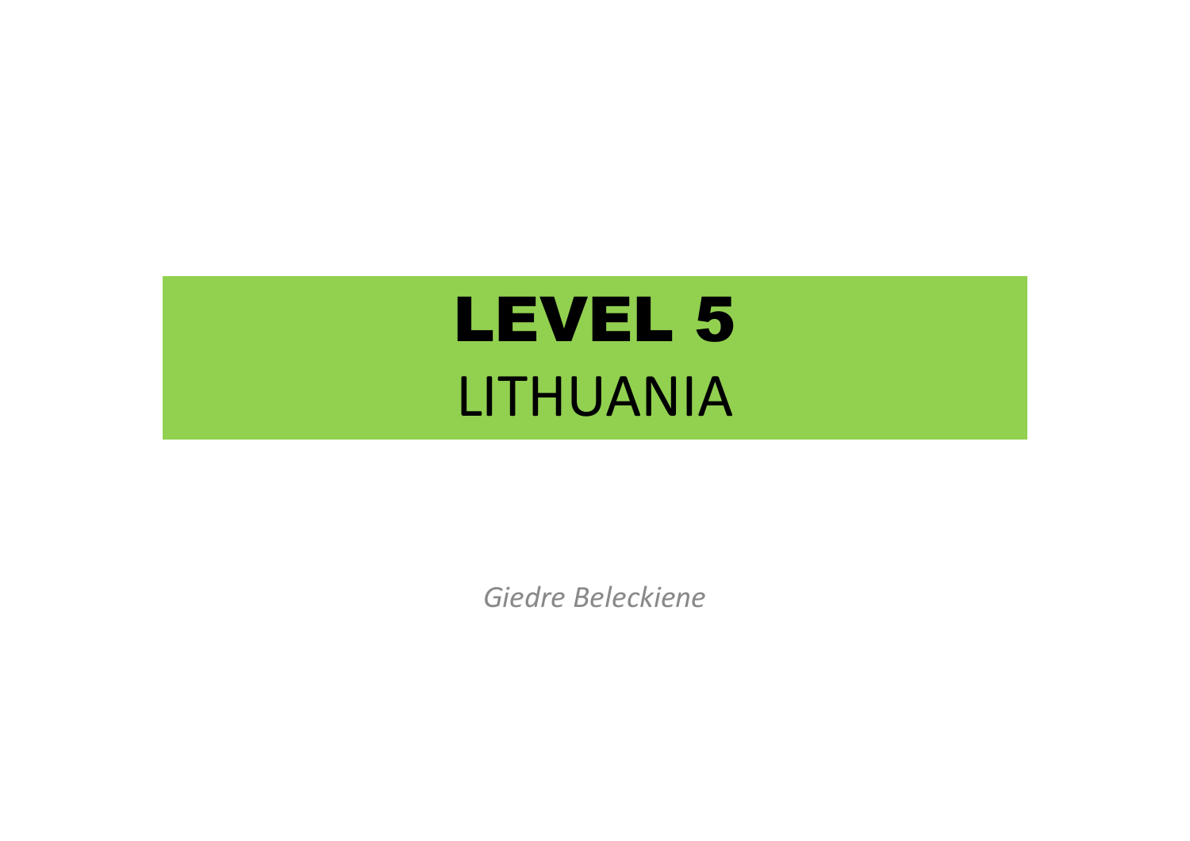# LEVEL 5

## LITHUANIA

*Giedre Beleckiene*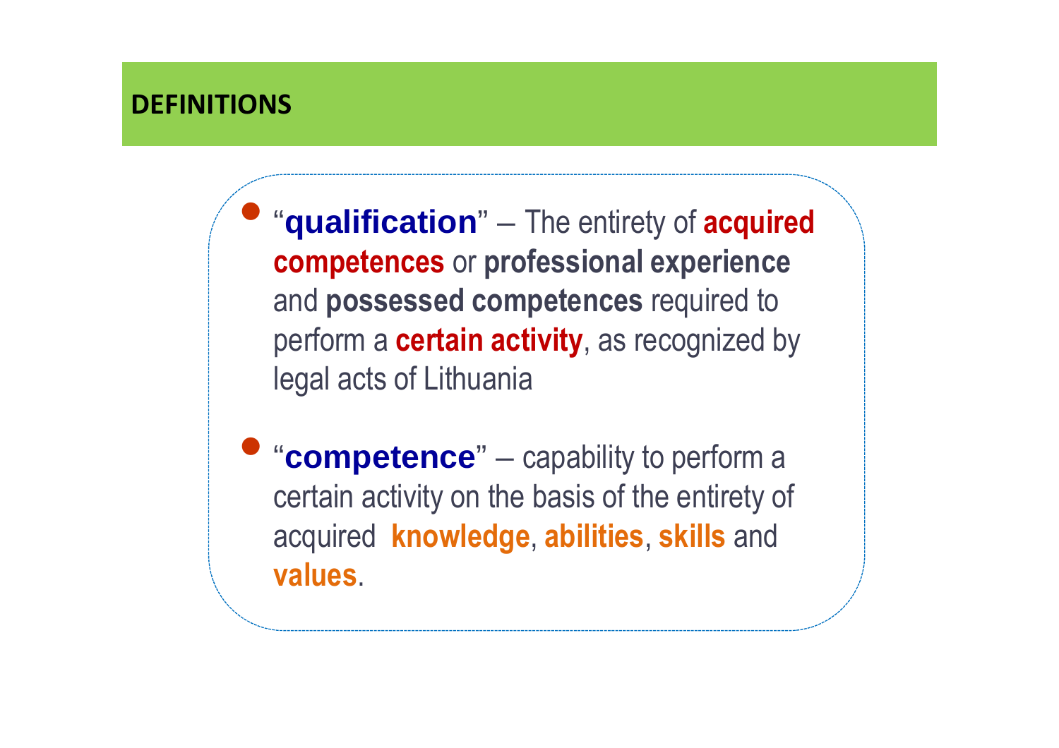## DEFINITIONS

- "**qualification**" – The entirety of **acquired competences** or **professional experience** and **possessed competences** required to perform a **certain activity**, as recognized by legal acts of Lithuania

- "**competence**" – capability to perform a certain activity on the basis of the entirety of acquired **knowledge**, **abilities**, **skills** and **values**.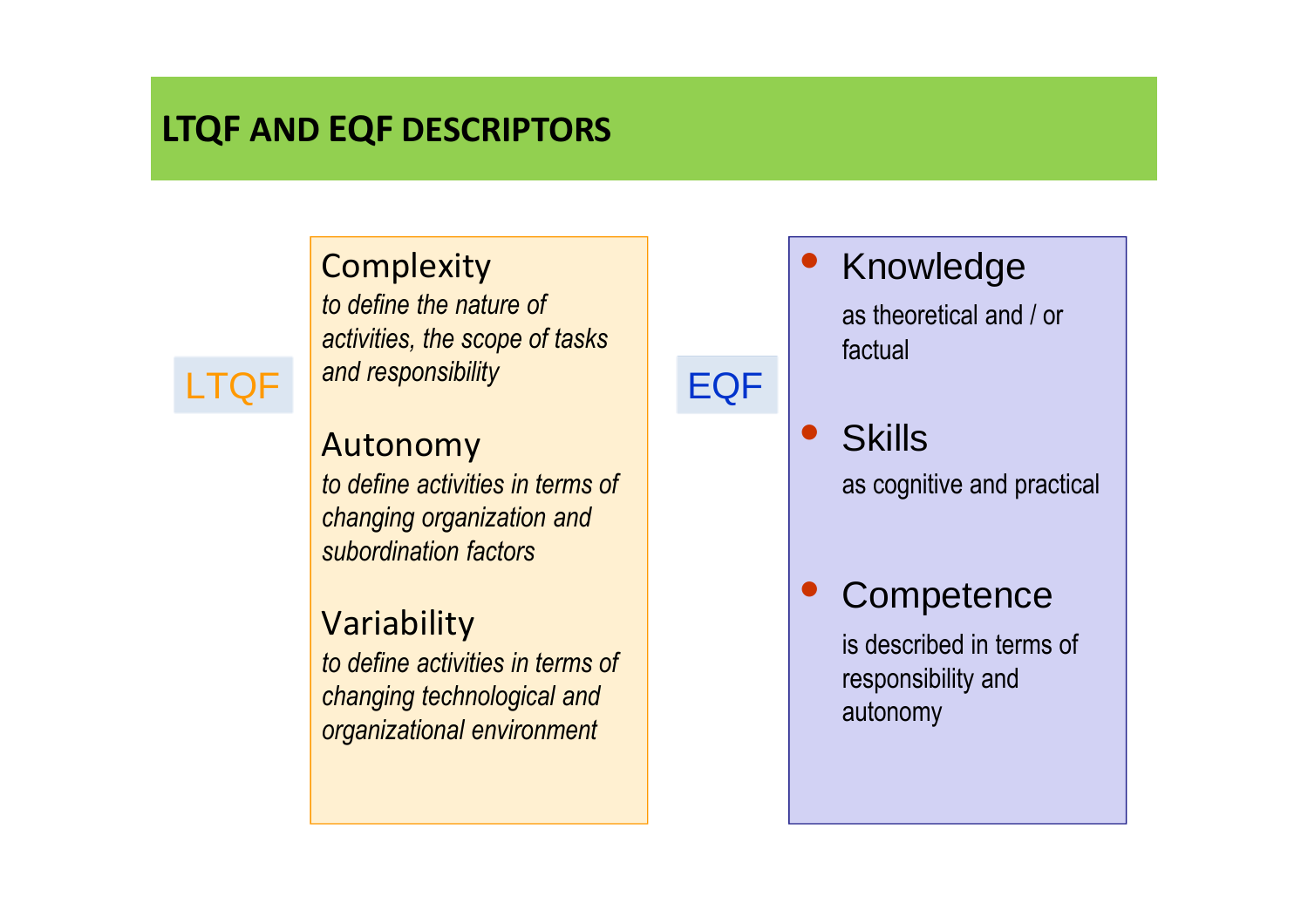# LTQF AND EQF DESCRIPTORS

## LTQF

**Complexity**
*to define the nature of activities, the scope of tasks and responsibility*

**Autonomy**
*to define activities in terms of changing organization and subordination factors*

**Variability**
*to define activities in terms of changing technological and organizational environment*

## EQF

- **Knowledge**
  as theoretical and / or factual

- **Skills**
  as cognitive and practical

- **Competence**
  is described in terms of responsibility and autonomy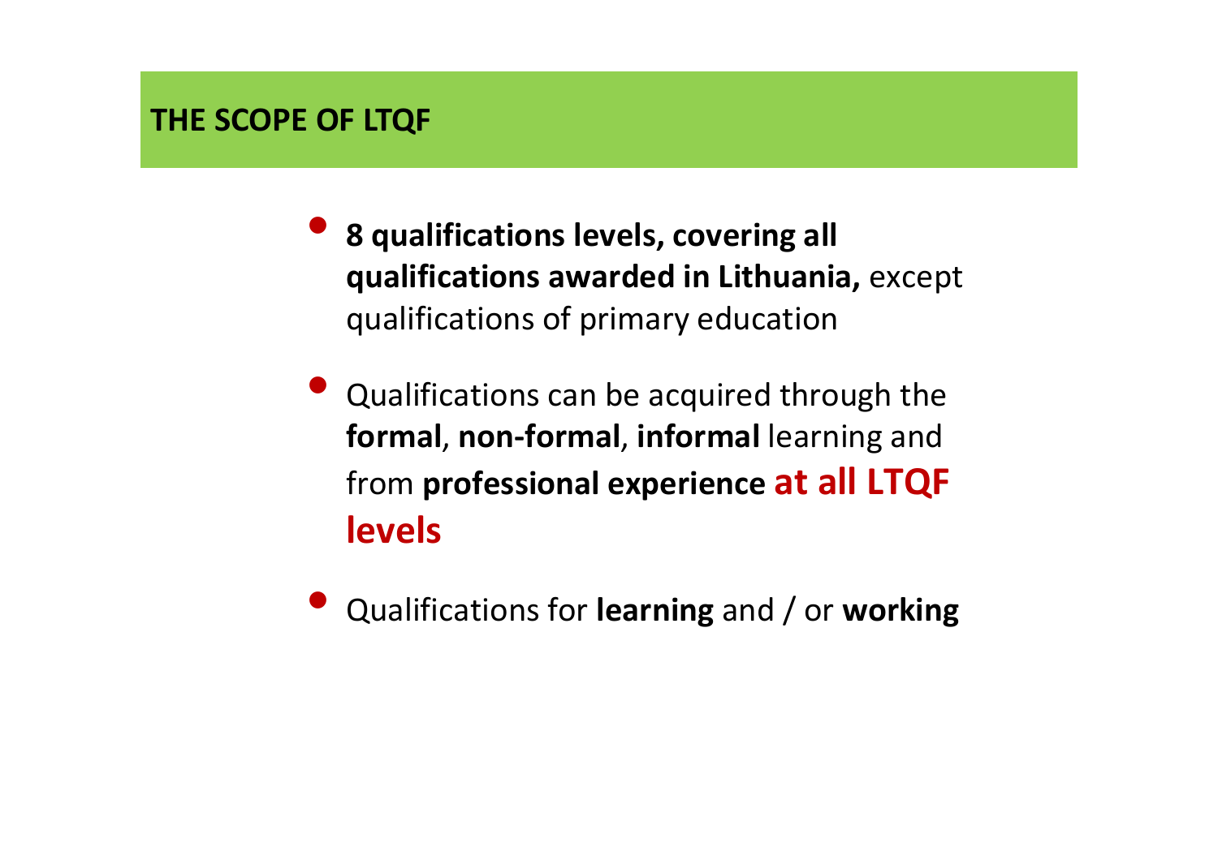## THE SCOPE OF LTQF

- **8 qualifications levels, covering all qualifications awarded in Lithuania,** except qualifications of primary education
- Qualifications can be acquired through the **formal**, **non-formal**, **informal** learning and from **professional experience** **at all LTQF levels**
- Qualifications for **learning** and / or **working**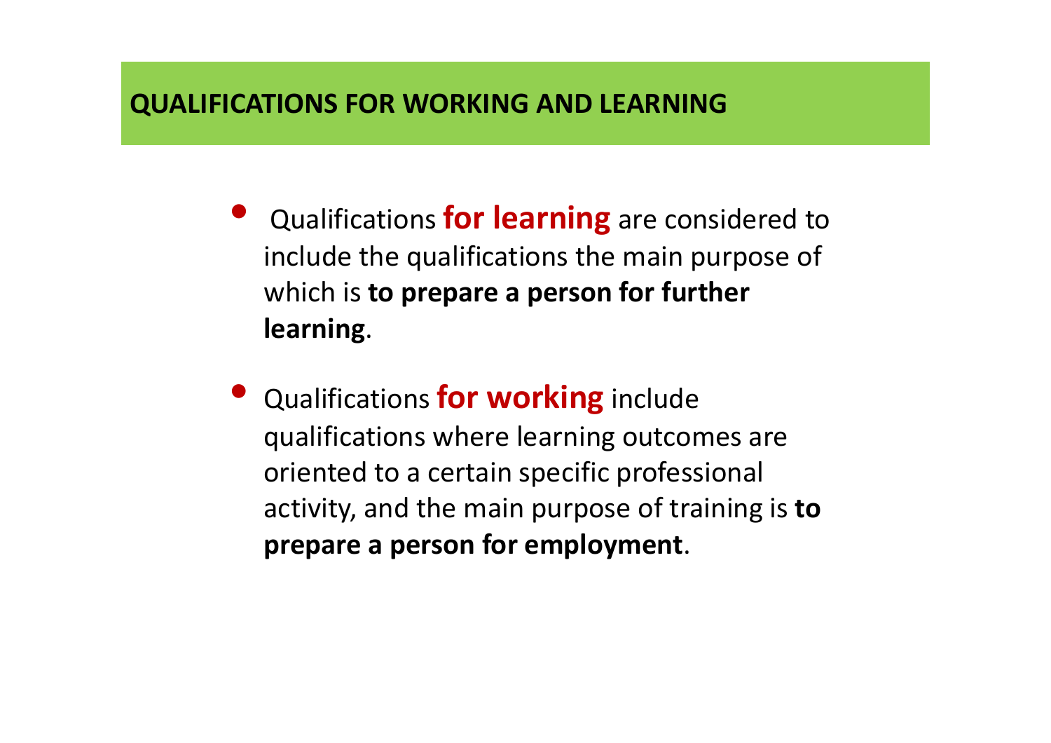## QUALIFICATIONS FOR WORKING AND LEARNING

- Qualifications **for learning** are considered to include the qualifications the main purpose of which is **to prepare a person for further learning**.
- Qualifications **for working** include qualifications where learning outcomes are oriented to a certain specific professional activity, and the main purpose of training is **to prepare a person for employment**.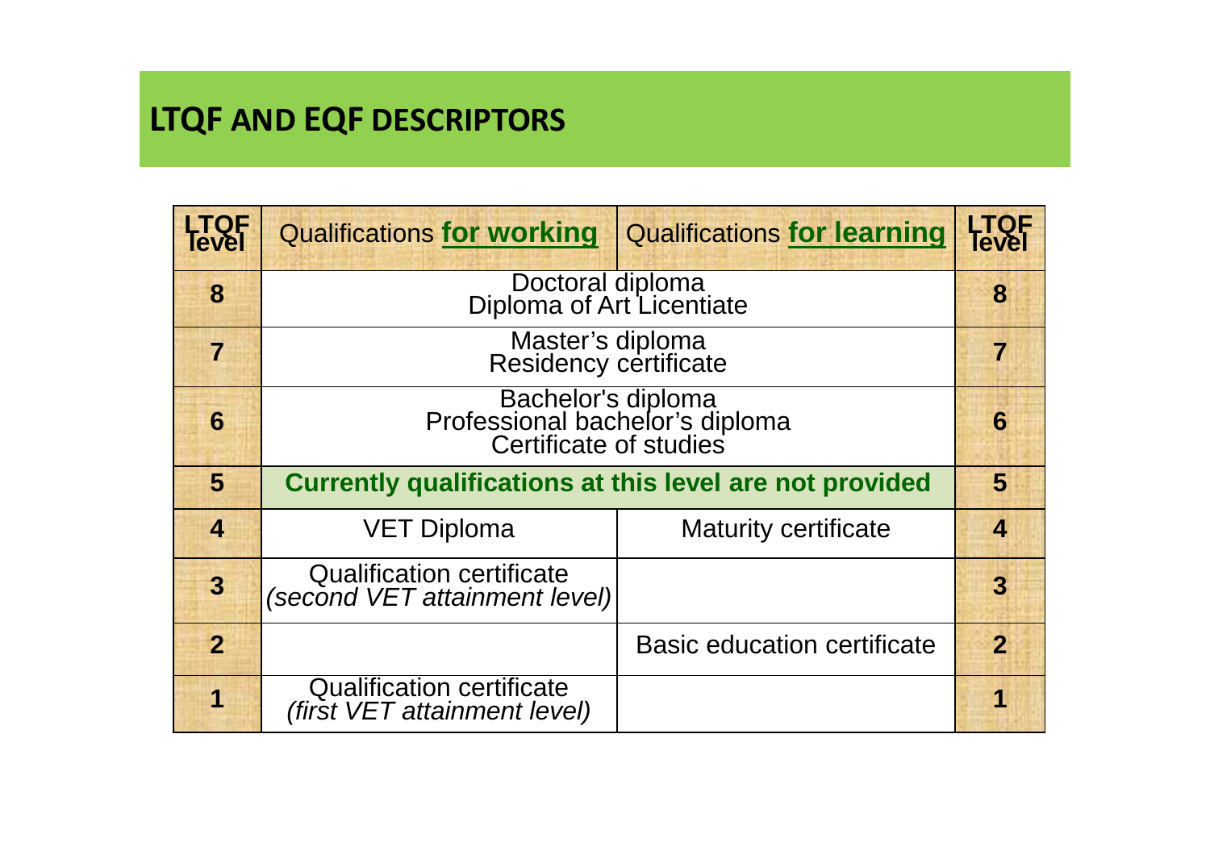## LTQF AND EQF DESCRIPTORS

| LTQF level | Qualifications **for working** | Qualifications **for learning** | LTQF level |
|---|---|---|---|
| **8** | Doctoral diploma<br>Diploma of Art Licentiate | | **8** |
| **7** | Master's diploma<br>Residency certificate | | **7** |
| **6** | Bachelor's diploma<br>Professional bachelor's diploma<br>Certificate of studies | | **6** |
| **5** | **Currently qualifications at this level are not provided** | | **5** |
| **4** | VET Diploma | Maturity certificate | **4** |
| **3** | Qualification certificate<br>*(second VET attainment level)* | | **3** |
| **2** | | Basic education certificate | **2** |
| **1** | Qualification certificate<br>*(first VET attainment level)* | | **1** |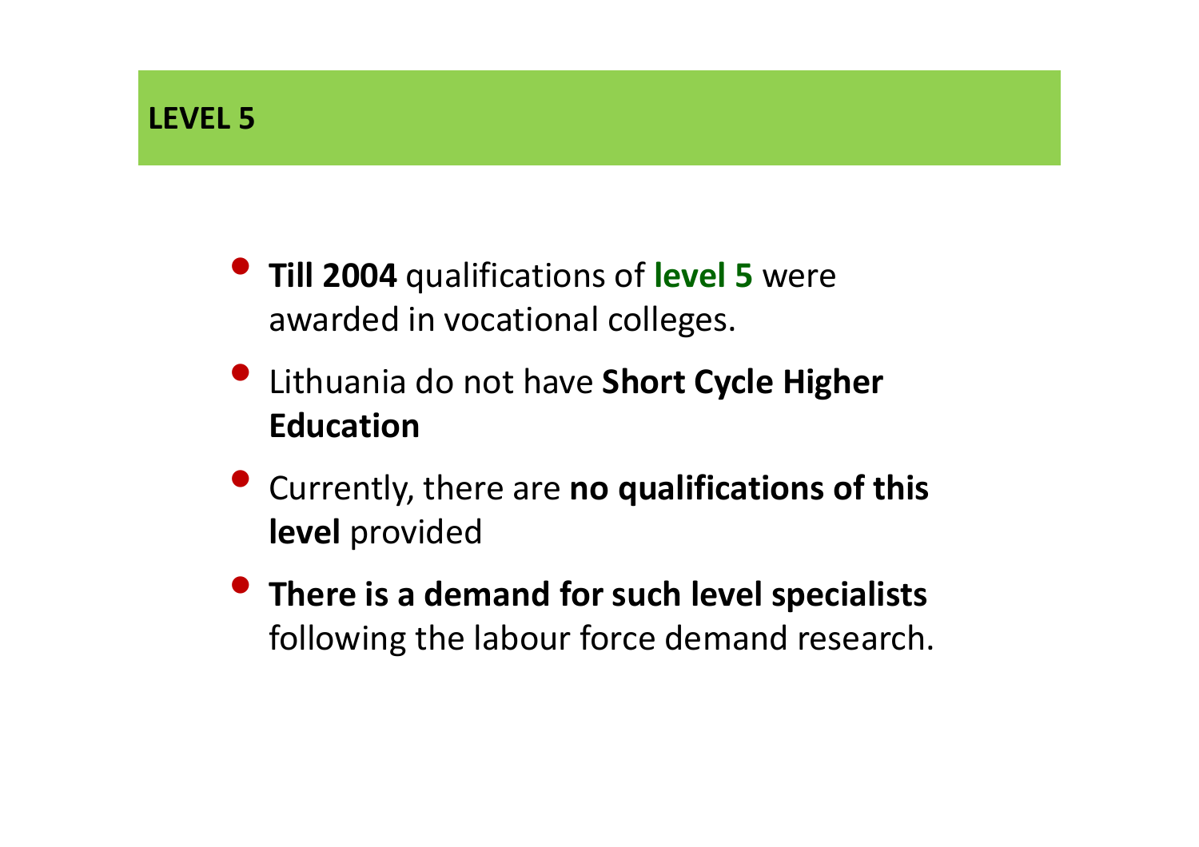## LEVEL 5

- **Till 2004** qualifications of **level 5** were awarded in vocational colleges.
- Lithuania do not have **Short Cycle Higher Education**
- Currently, there are **no qualifications of this level** provided
- **There is a demand for such level specialists** following the labour force demand research.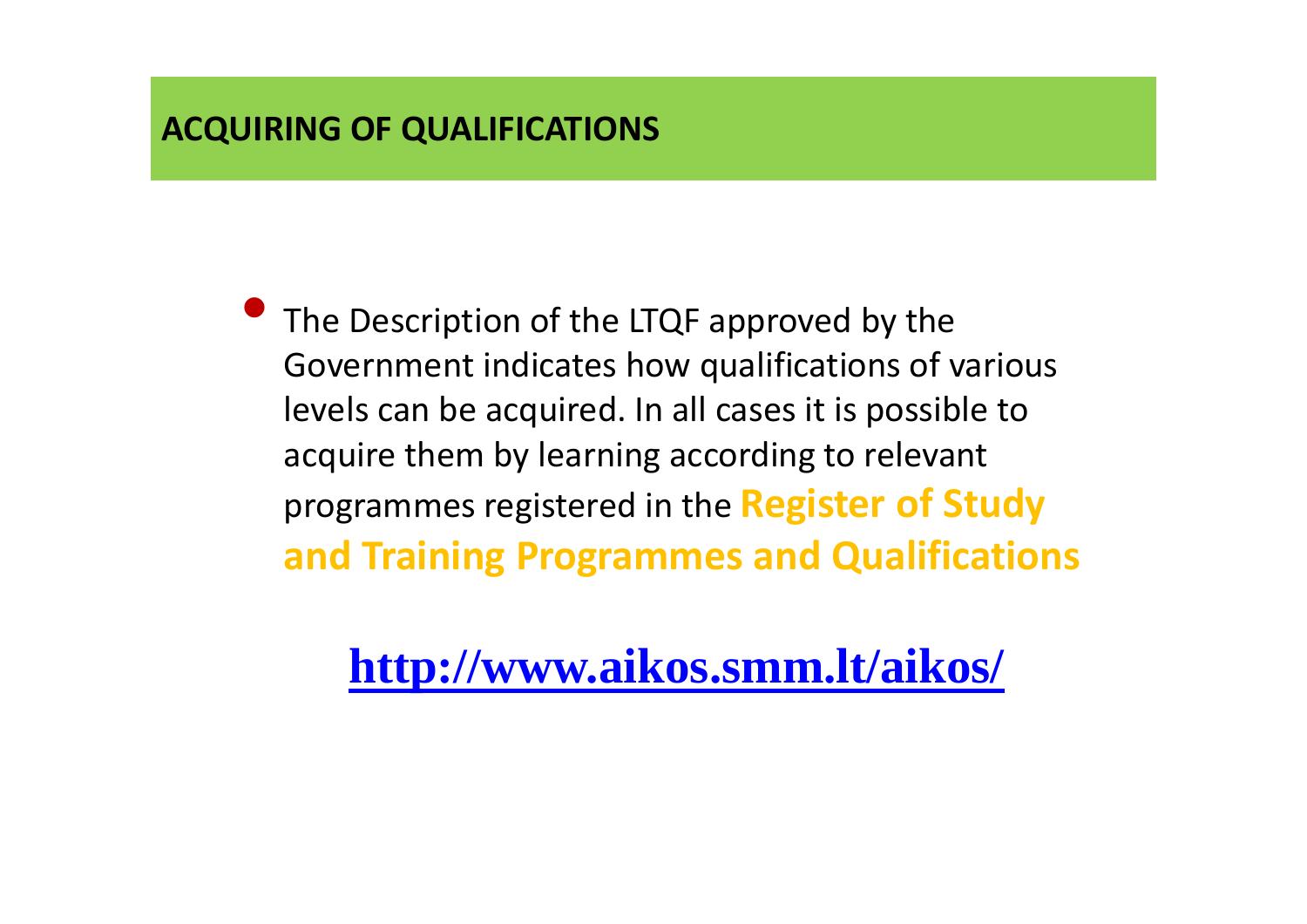## ACQUIRING OF QUALIFICATIONS

- The Description of the LTQF approved by the Government indicates how qualifications of various levels can be acquired. In all cases it is possible to acquire them by learning according to relevant programmes registered in the **Register of Study and Training Programmes and Qualifications**

**http://www.aikos.smm.lt/aikos/**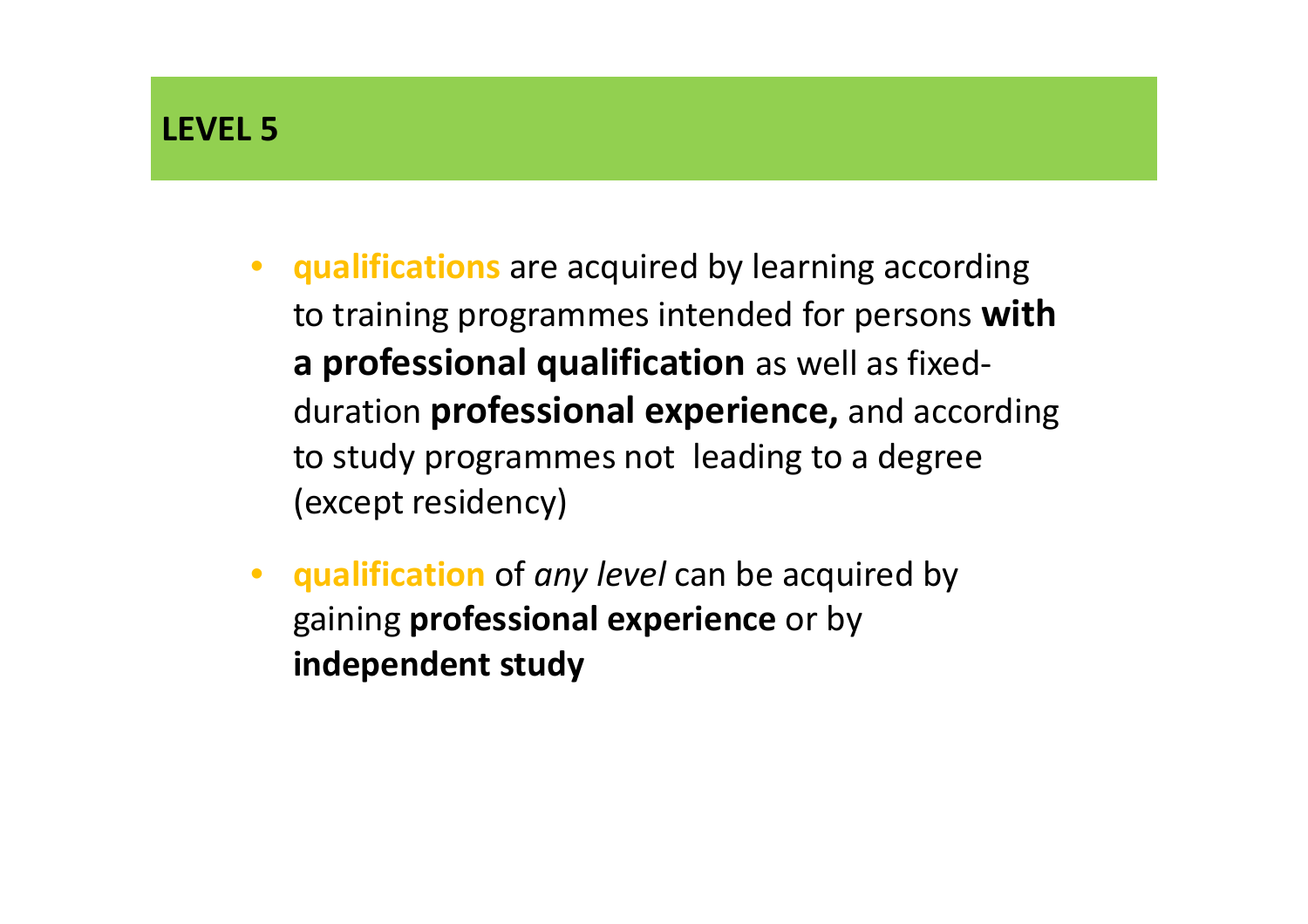## LEVEL 5

- **qualifications** are acquired by learning according to training programmes intended for persons **with a professional qualification** as well as fixed-duration **professional experience,** and according to study programmes not leading to a degree (except residency)
- **qualification** of *any level* can be acquired by gaining **professional experience** or by **independent study**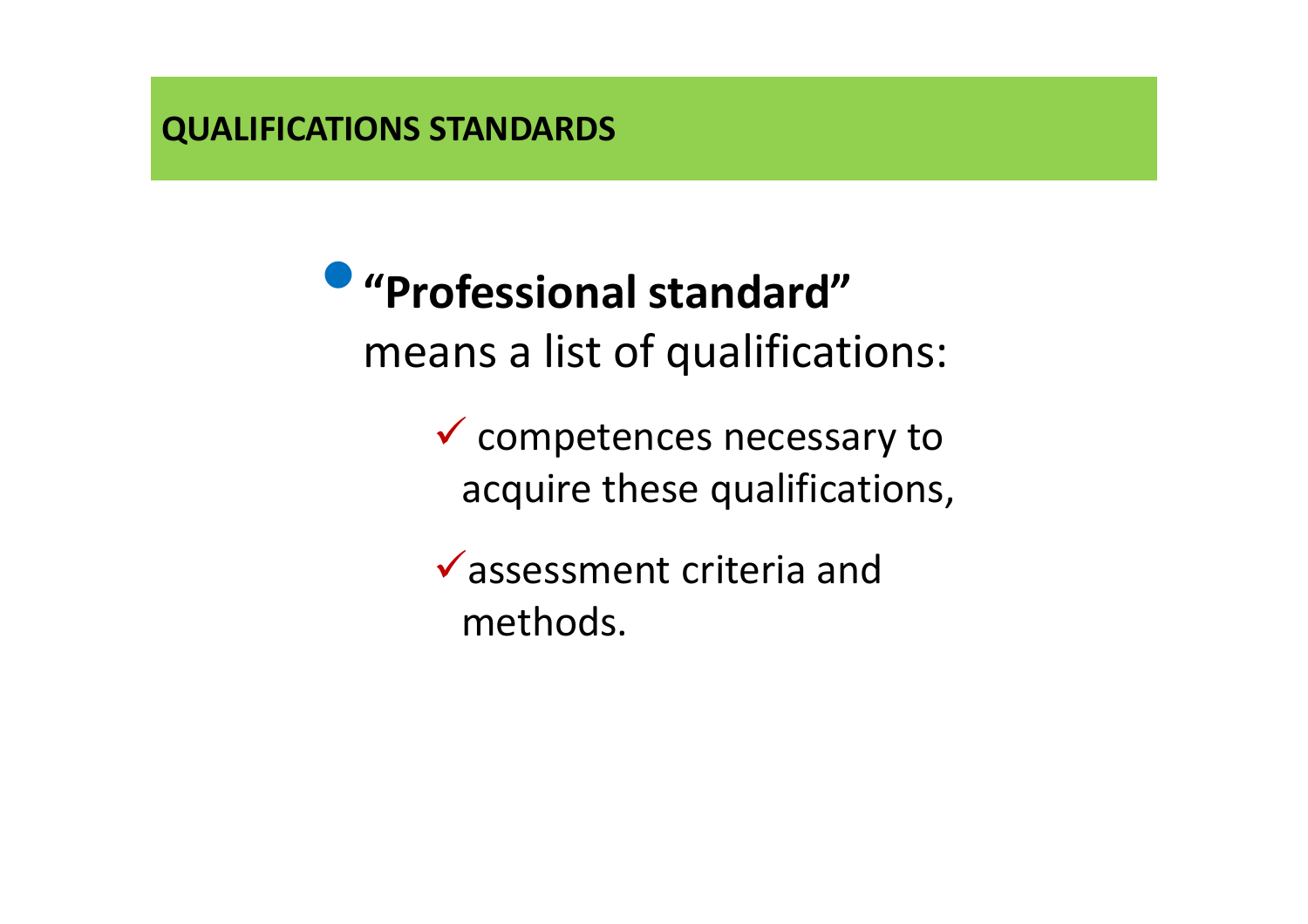## QUALIFICATIONS STANDARDS

- **“Professional standard”** means a list of qualifications:
  - ✓ competences necessary to acquire these qualifications,
  - ✓ assessment criteria and methods.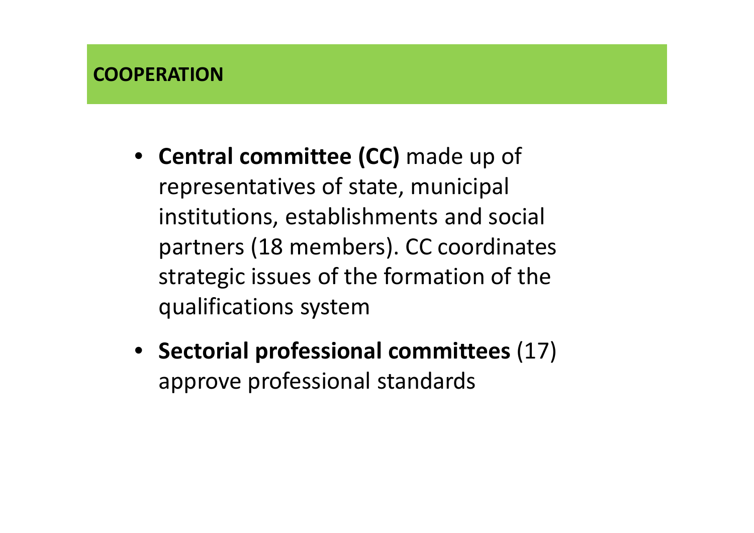## COOPERATION

- **Central committee (CC)** made up of representatives of state, municipal institutions, establishments and social partners (18 members). CC coordinates strategic issues of the formation of the qualifications system
- **Sectorial professional committees** (17) approve professional standards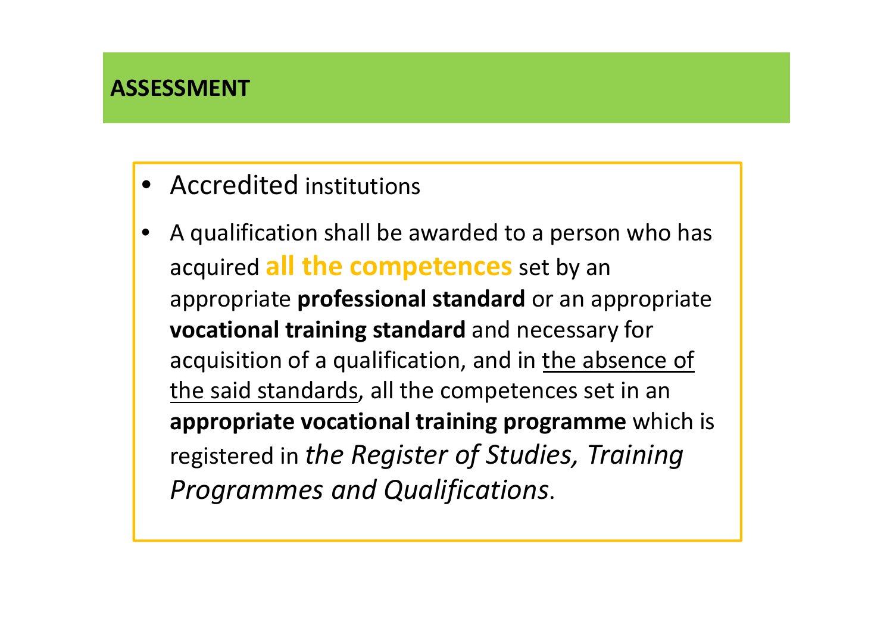## ASSESSMENT

- Accredited institutions
- A qualification shall be awarded to a person who has acquired **all the competences** set by an appropriate **professional standard** or an appropriate **vocational training standard** and necessary for acquisition of a qualification, and in the absence of the said standards, all the competences set in an **appropriate vocational training programme** which is registered in *the Register of Studies, Training Programmes and Qualifications*.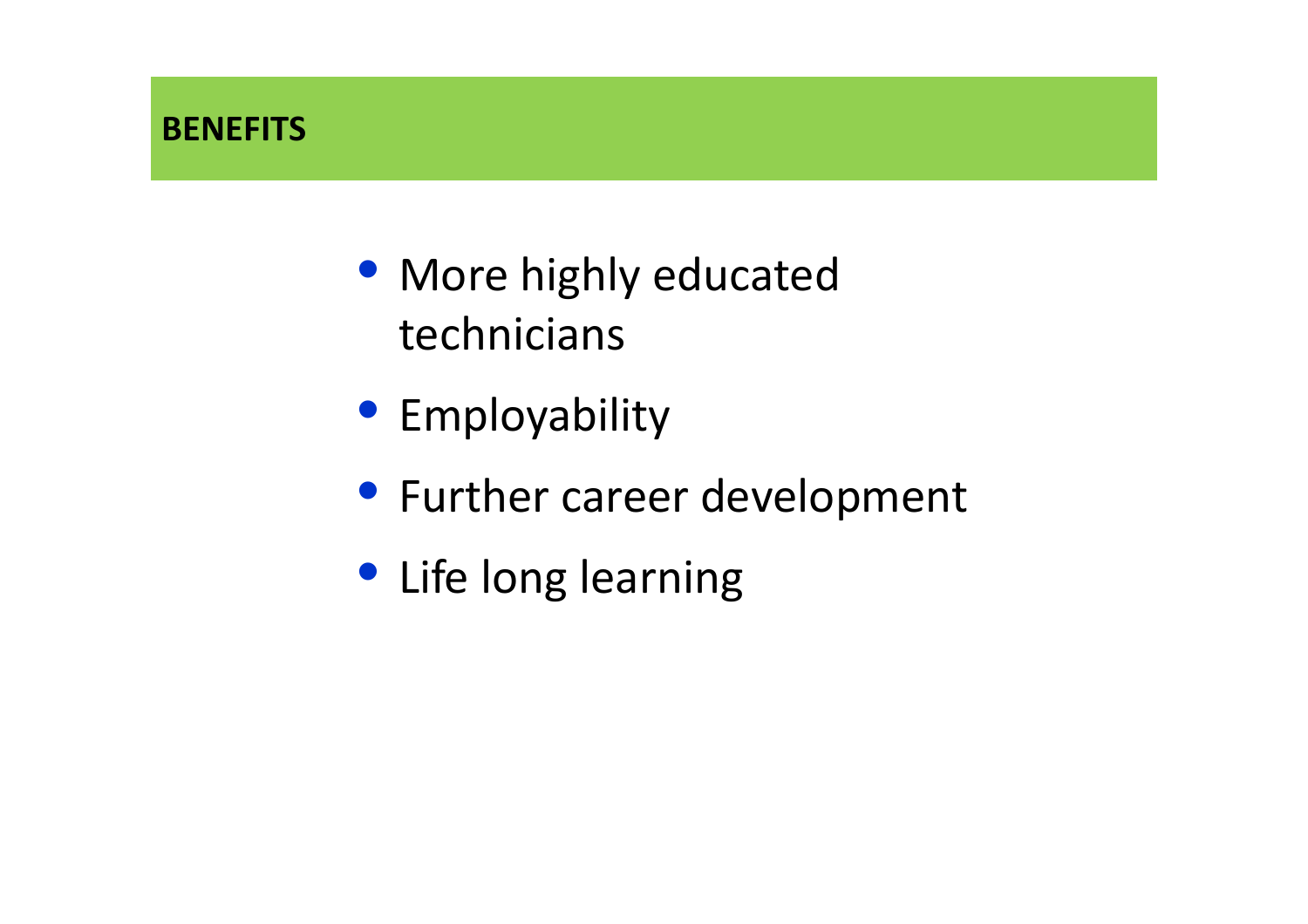## BENEFITS

- More highly educated technicians
- Employability
- Further career development
- Life long learning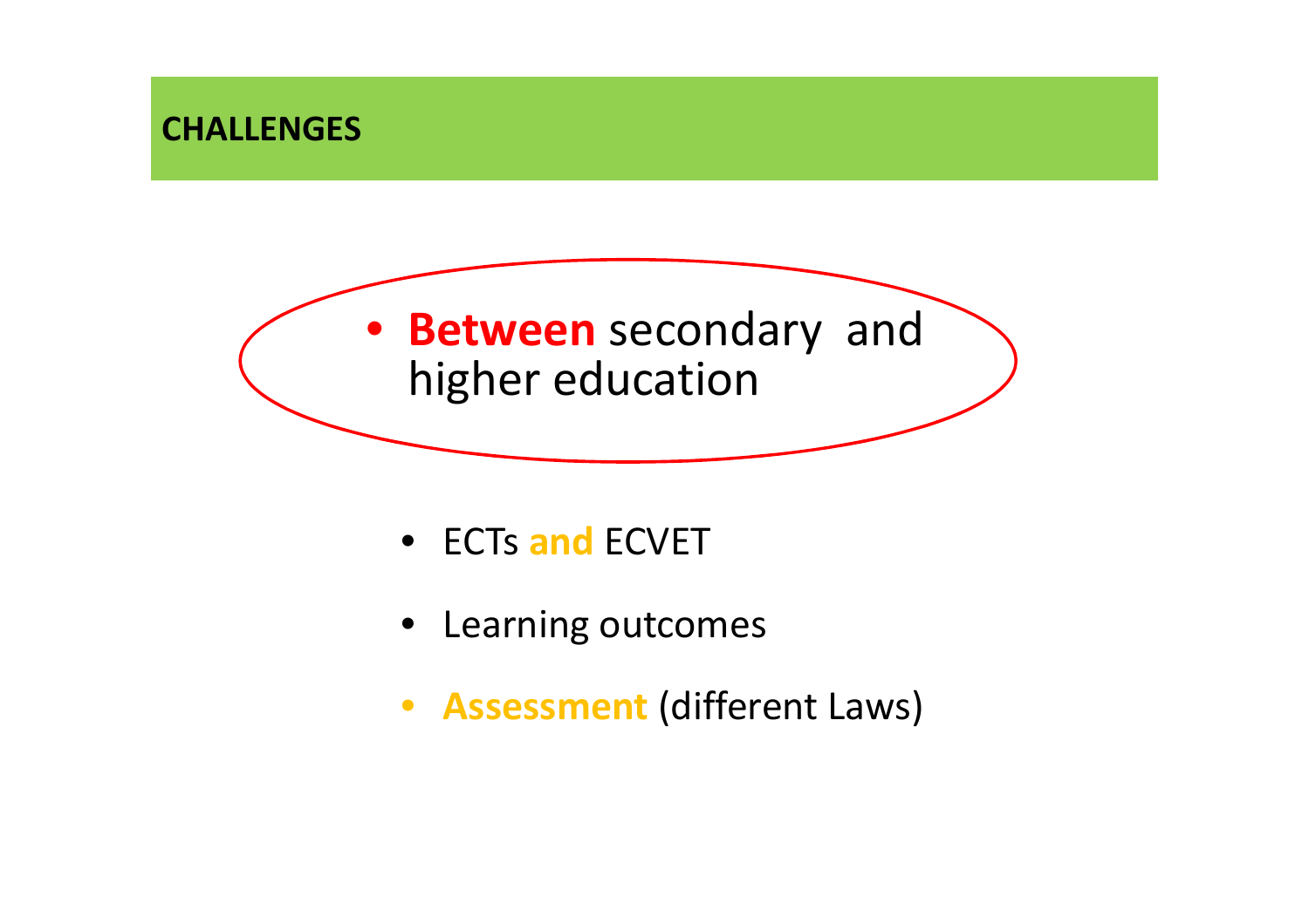## CHALLENGES

- **Between** secondary and higher education

- ECTs **and** ECVET
- Learning outcomes
- **Assessment** (different Laws)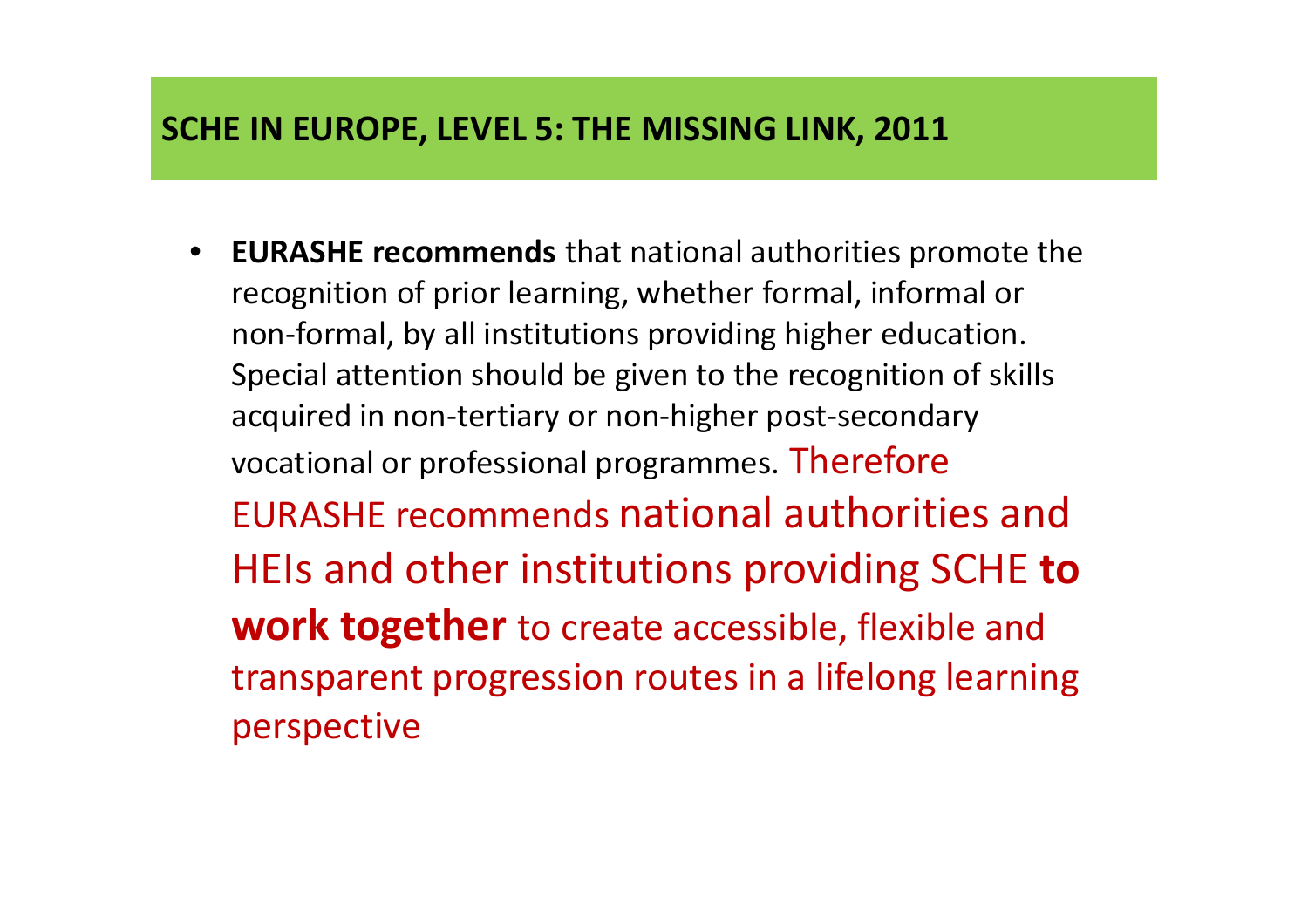## SCHE IN EUROPE, LEVEL 5: THE MISSING LINK, 2011

- **EURASHE recommends** that national authorities promote the recognition of prior learning, whether formal, informal or non-formal, by all institutions providing higher education. Special attention should be given to the recognition of skills acquired in non-tertiary or non-higher post-secondary vocational or professional programmes. Therefore EURASHE recommends national authorities and HEIs and other institutions providing SCHE **to work together** to create accessible, flexible and transparent progression routes in a lifelong learning perspective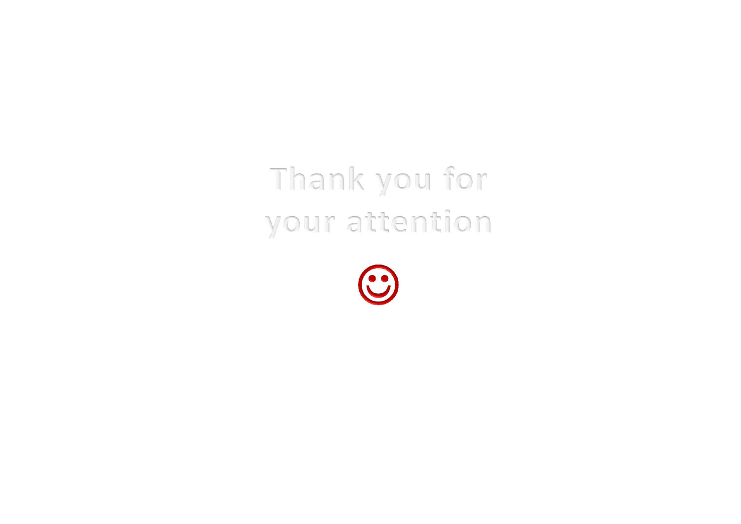Thank you for your attention

☺